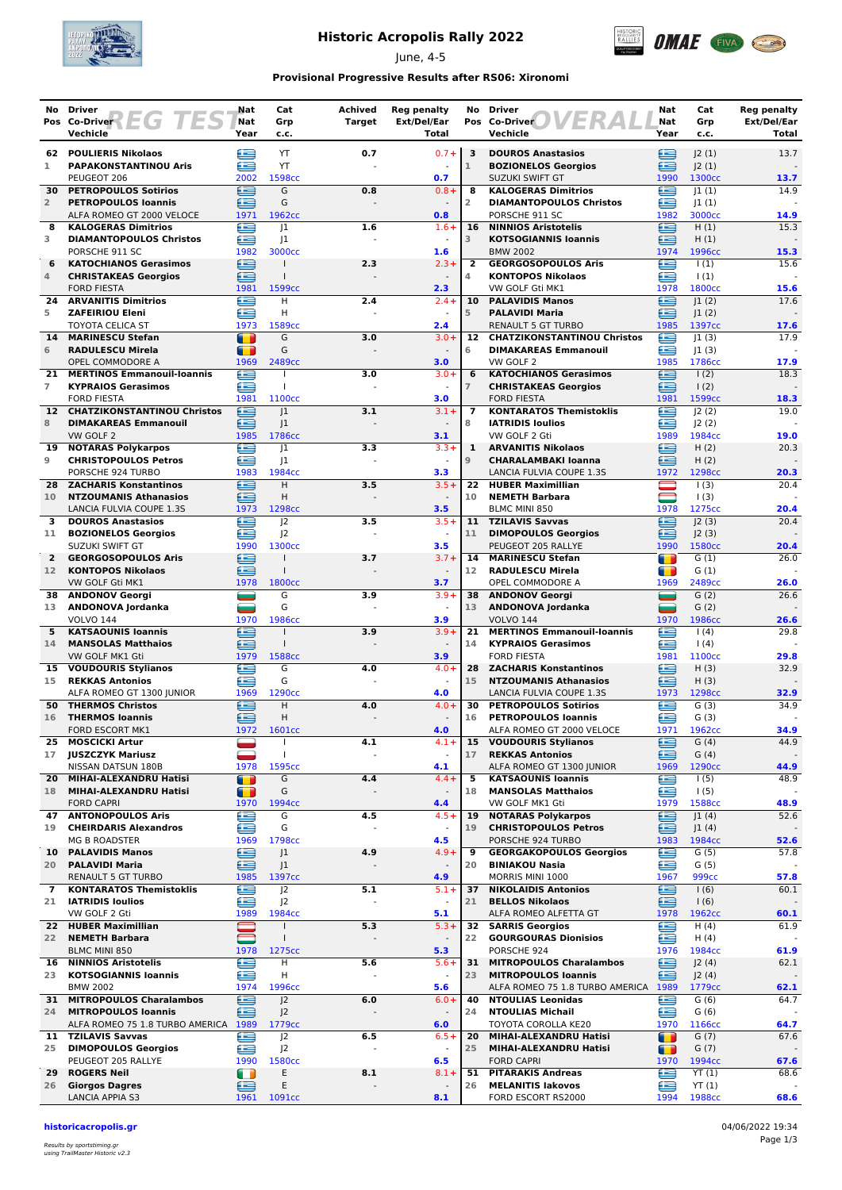# Historic Acropolis Rally 2022

June, 4-5

**Provisional Progressive Results after RS06: Xironomi**

## REG TEST

| No Pos | Driver / Co-Driver / Vechicle | Nat / Nat / Year | Cat / Grp / c.c. | Achived Target | Reg penalty Ext/Del/Ear Total |
|---|---|---|---|---|---|
| 62 / 1 | **POULIERIS Nikolaos** / **PAPAKONSTANTINOU Aris** / PEUGEOT 206 | GR / GR / 2002 | YT / YT / 1598cc | 0.7 | 0.7+ / - / **0.7** |
| 30 / 2 | **PETROPOULOS Sotirios** / **PETROPOULOS Ioannis** / ALFA ROMEO GT 2000 VELOCE | GR / GR / 1971 | G / G / 1962cc | 0.8 | 0.8+ / - / **0.8** |
| 8 / 3 | **KALOGERAS Dimitrios** / **DIAMANTOPOULOS Christos** / PORSCHE 911 SC | GR / GR / 1982 | J1 / J1 / 3000cc | 1.6 | 1.6+ / - / **1.6** |
| 6 / 4 | **KATOCHIANOS Gerasimos** / **CHRISTAKEAS Georgios** / FORD FIESTA | GR / GR / 1981 | I / I / 1599cc | 2.3 | 2.3+ / - / **2.3** |
| 24 / 5 | **ARVANITIS Dimitrios** / **ZAFEIRIOU Eleni** / TOYOTA CELICA ST | GR / GR / 1973 | H / H / 1589cc | 2.4 | 2.4+ / - / **2.4** |
| 14 / 6 | **MARINESCU Stefan** / **RADULESCU Mirela** / OPEL COMMODORE A | RO / RO / 1969 | G / G / 2489cc | 3.0 | 3.0+ / - / **3.0** |
| 21 / 7 | **MERTINOS Emmanouil-Ioannis** / **KYPRAIOS Gerasimos** / FORD FIESTA | GR / GR / 1981 | I / I / 1100cc | 3.0 | 3.0+ / - / **3.0** |
| 12 / 8 | **CHATZIKONSTANTINOU Christos** / **DIMAKAREAS Emmanouil** / VW GOLF 2 | GR / GR / 1985 | J1 / J1 / 1786cc | 3.1 | 3.1+ / - / **3.1** |
| 19 / 9 | **NOTARAS Polykarpos** / **CHRISTOPOULOS Petros** / PORSCHE 924 TURBO | GR / GR / 1983 | J1 / J1 / 1984cc | 3.3 | 3.3+ / - / **3.3** |
| 28 / 10 | **ZACHARIS Konstantinos** / **NTZOUMANIS Athanasios** / LANCIA FULVIA COUPE 1.3S | GR / GR / 1973 | H / H / 1298cc | 3.5 | 3.5+ / - / **3.5** |
| 3 / 11 | **DOUROS Anastasios** / **BOZIONELOS Georgios** / SUZUKI SWIFT GT | GR / GR / 1990 | J2 / J2 / 1300cc | 3.5 | 3.5+ / - / **3.5** |
| 2 / 12 | **GEORGOSOPOULOS Aris** / **KONTOPOS Nikolaos** / VW GOLF Gti MK1 | GR / GR / 1978 | I / I / 1800cc | 3.7 | 3.7+ / - / **3.7** |
| 38 / 13 | **ANDONOV Georgi** / **ANDONOVA Jordanka** / VOLVO 144 | BG / BG / 1970 | G / G / 1986cc | 3.9 | 3.9+ / - / **3.9** |
| 5 / 14 | **KATSAOUNIS Ioannis** / **MANSOLAS Matthaios** / VW GOLF MK1 Gti | GR / GR / 1979 | I / I / 1588cc | 3.9 | 3.9+ / - / **3.9** |
| 15 / 15 | **VOUDOURIS Stylianos** / **REKKAS Antonios** / ALFA ROMEO GT 1300 JUNIOR | GR / GR / 1969 | G / G / 1290cc | 4.0 | 4.0+ / - / **4.0** |
| 50 / 16 | **THERMOS Christos** / **THERMOS Ioannis** / FORD ESCORT MK1 | GR / GR / 1972 | H / H / 1601cc | 4.0 | 4.0+ / - / **4.0** |
| 25 / 17 | **MOSCICKI Artur** / **JUSZCZYK Mariusz** / NISSAN DATSUN 180B | PL / PL / 1978 | I / I / 1595cc | 4.1 | 4.1+ / - / **4.1** |
| 20 / 18 | **MIHAI-ALEXANDRU Hatisi** / **MIHAI-ALEXANDRU Hatisi** / FORD CAPRI | RO / RO / 1970 | G / G / 1994cc | 4.4 | 4.4+ / - / **4.4** |
| 47 / 19 | **ANTONOPOULOS Aris** / **CHEIRDARIS Alexandros** / MG B ROADSTER | GR / GR / 1969 | G / G / 1798cc | 4.5 | 4.5+ / - / **4.5** |
| 10 / 20 | **PALAVIDIS Manos** / **PALAVIDI Maria** / RENAULT 5 GT TURBO | GR / GR / 1985 | J1 / J1 / 1397cc | 4.9 | 4.9+ / - / **4.9** |
| 7 / 21 | **KONTARATOS Themistoklis** / **IATRIDIS Ioulios** / VW GOLF 2 Gti | GR / GR / 1989 | J2 / J2 / 1984cc | 5.1 | 5.1+ / - / **5.1** |
| 22 / 22 | **HUBER Maximillian** / **NEMETH Barbara** / BLMC MINI 850 | AT / AT / 1978 | I / I / 1275cc | 5.3 | 5.3+ / - / **5.3** |
| 16 / 23 | **NINNIOS Aristotelis** / **KOTSOGIANNIS Ioannis** / BMW 2002 | GR / GR / 1974 | H / H / 1996cc | 5.6 | 5.6+ / - / **5.6** |
| 31 / 24 | **MITROPOULOS Charalambos** / **MITROPOULOS Ioannis** / ALFA ROMEO 75 1.8 TURBO AMERICA | GR / GR / 1989 | J2 / J2 / 1779cc | 6.0 | 6.0+ / - / **6.0** |
| 11 / 25 | **TZILAVIS Savvas** / **DIMOPOULOS Georgios** / PEUGEOT 205 RALLYE | GR / GR / 1990 | J2 / J2 / 1580cc | 6.5 | 6.5+ / - / **6.5** |
| 29 / 26 | **ROGERS Neil** / **Giorgos Dagres** / LANCIA APPIA S3 | IE / GR / 1961 | E / E / 1091cc | 8.1 | 8.1+ / - / **8.1** |

## OVERALL

| No Pos | Driver / Co-Driver / Vechicle | Nat / Nat / Year | Cat / Grp / c.c. | Reg penalty Ext/Del/Ear Total |
|---|---|---|---|---|
| 3 / 1 | **DOUROS Anastasios** / **BOZIONELOS Georgios** / SUZUKI SWIFT GT | GR / GR / 1990 | J2 (1) / J2 (1) / 1300cc | 13.7 / - / **13.7** |
| 8 / 2 | **KALOGERAS Dimitrios** / **DIAMANTOPOULOS Christos** / PORSCHE 911 SC | GR / GR / 1982 | J1 (1) / J1 (1) / 3000cc | 14.9 / - / **14.9** |
| 16 / 3 | **NINNIOS Aristotelis** / **KOTSOGIANNIS Ioannis** / BMW 2002 | GR / GR / 1974 | H (1) / H (1) / 1996cc | 15.3 / - / **15.3** |
| 2 / 4 | **GEORGOSOPOULOS Aris** / **KONTOPOS Nikolaos** / VW GOLF Gti MK1 | GR / GR / 1978 | I (1) / I (1) / 1800cc | 15.6 / - / **15.6** |
| 10 / 5 | **PALAVIDIS Manos** / **PALAVIDI Maria** / RENAULT 5 GT TURBO | GR / GR / 1985 | J1 (2) / J1 (2) / 1397cc | 17.6 / - / **17.6** |
| 12 / 6 | **CHATZIKONSTANTINOU Christos** / **DIMAKAREAS Emmanouil** / VW GOLF 2 | GR / GR / 1985 | J1 (3) / J1 (3) / 1786cc | 17.9 / - / **17.9** |
| 6 / 7 | **KATOCHIANOS Gerasimos** / **CHRISTAKEAS Georgios** / FORD FIESTA | GR / GR / 1981 | I (2) / I (2) / 1599cc | 18.3 / - / **18.3** |
| 7 / 8 | **KONTARATOS Themistoklis** / **IATRIDIS Ioulios** / VW GOLF 2 Gti | GR / GR / 1989 | J2 (2) / J2 (2) / 1984cc | 19.0 / - / **19.0** |
| 1 / 9 | **ARVANITIS Nikolaos** / **CHARALAMBAKI Ioanna** / LANCIA FULVIA COUPE 1.3S | GR / GR / 1972 | H (2) / H (2) / 1298cc | 20.3 / - / **20.3** |
| 22 / 10 | **HUBER Maximillian** / **NEMETH Barbara** / BLMC MINI 850 | AT / AT / 1978 | I (3) / I (3) / 1275cc | 20.4 / - / **20.4** |
| 11 / 11 | **TZILAVIS Savvas** / **DIMOPOULOS Georgios** / PEUGEOT 205 RALLYE | GR / GR / 1990 | J2 (3) / J2 (3) / 1580cc | 20.4 / - / **20.4** |
| 14 / 12 | **MARINESCU Stefan** / **RADULESCU Mirela** / OPEL COMMODORE A | RO / RO / 1969 | G (1) / G (1) / 2489cc | 26.0 / - / **26.0** |
| 38 / 13 | **ANDONOV Georgi** / **ANDONOVA Jordanka** / VOLVO 144 | BG / BG / 1970 | G (2) / G (2) / 1986cc | 26.6 / - / **26.6** |
| 21 / 14 | **MERTINOS Emmanouil-Ioannis** / **KYPRAIOS Gerasimos** / FORD FIESTA | GR / GR / 1981 | I (4) / I (4) / 1100cc | 29.8 / - / **29.8** |
| 28 / 15 | **ZACHARIS Konstantinos** / **NTZOUMANIS Athanasios** / LANCIA FULVIA COUPE 1.3S | GR / GR / 1973 | H (3) / H (3) / 1298cc | 32.9 / - / **32.9** |
| 30 / 16 | **PETROPOULOS Sotirios** / **PETROPOULOS Ioannis** / ALFA ROMEO GT 2000 VELOCE | GR / GR / 1971 | G (3) / G (3) / 1962cc | 34.9 / - / **34.9** |
| 15 / 17 | **VOUDOURIS Stylianos** / **REKKAS Antonios** / ALFA ROMEO GT 1300 JUNIOR | GR / GR / 1969 | G (4) / G (4) / 1290cc | 44.9 / - / **44.9** |
| 5 / 18 | **KATSAOUNIS Ioannis** / **MANSOLAS Matthaios** / VW GOLF MK1 Gti | GR / GR / 1979 | I (5) / I (5) / 1588cc | 48.9 / - / **48.9** |
| 19 / 19 | **NOTARAS Polykarpos** / **CHRISTOPOULOS Petros** / PORSCHE 924 TURBO | GR / GR / 1983 | J1 (4) / J1 (4) / 1984cc | 52.6 / - / **52.6** |
| 9 / 20 | **GEORGAKOPOULOS Georgios** / **BINIAKOU Nasia** / MORRIS MINI 1000 | GR / GR / 1967 | G (5) / G (5) / 999cc | 57.8 / - / **57.8** |
| 37 / 21 | **NIKOLAIDIS Antonios** / **BELLOS Nikolaos** / ALFA ROMEO ALFETTA GT | GR / GR / 1978 | I (6) / I (6) / 1962cc | 60.1 / - / **60.1** |
| 32 / 22 | **SARRIS Georgios** / **GOURGOURAS Dionisios** / PORSCHE 924 | GR / GR / 1976 | H (4) / H (4) / 1984cc | 61.9 / - / **61.9** |
| 31 / 23 | **MITROPOULOS Charalambos** / **MITROPOULOS Ioannis** / ALFA ROMEO 75 1.8 TURBO AMERICA | GR / GR / 1989 | J2 (4) / J2 (4) / 1779cc | 62.1 / - / **62.1** |
| 40 / 24 | **NTOULIAS Leonidas** / **NTOULIAS Michail** / TOYOTA COROLLA KE20 | GR / GR / 1970 | G (6) / G (6) / 1166cc | 64.7 / - / **64.7** |
| 20 / 25 | **MIHAI-ALEXANDRU Hatisi** / **MIHAI-ALEXANDRU Hatisi** / FORD CAPRI | RO / RO / 1970 | G (7) / G (7) / 1994cc | 67.6 / - / **67.6** |
| 51 / 26 | **PITARAKIS Andreas** / **MELANITIS Iakovos** / FORD ESCORT RS2000 | GR / GR / 1994 | YT (1) / YT (1) / 1988cc | 68.6 / - / **68.6** |

**historicacropolis.gr**

04/06/2022 19:34

*Results by sportstiming.gr using TrailMaster Historic v2.3*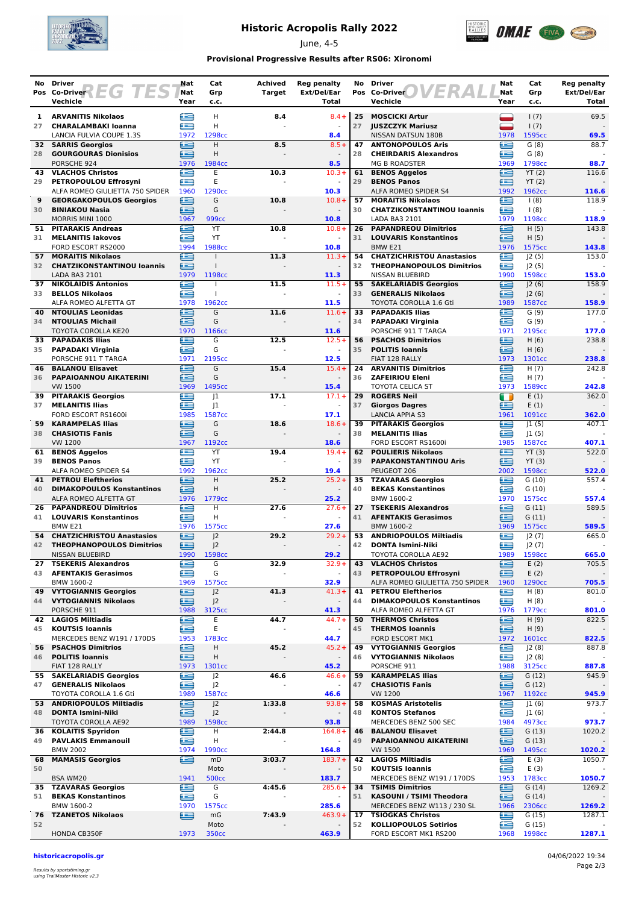# Historic Acropolis Rally 2022

June, 4-5

**Provisional Progressive Results after RS06: Xironomi**

## REG TEST

| No Pos | Driver / Co-Driver / Vehicle | Nat / Nat / Year | Cat / Grp / c.c. | Achived Target | Reg penalty Ext/Del/Ear Total |
|---|---|---|---|---|---|
| 1 / 27 | **ARVANITIS Nikolaos** / **CHARALAMBAKI Ioanna** / LANCIA FULVIA COUPE 1.3S | GR / GR / 1972 | H / H / 1298cc | 8.4 | 8.4+ / - / **8.4** |
| 32 / 28 | **SARRIS Georgios** / **GOURGOURAS Dionisios** / PORSCHE 924 | GR / GR / 1976 | H / H / 1984cc | 8.5 | 8.5+ / - / **8.5** |
| 43 / 29 | **VLACHOS Christos** / **PETROPOULOU Effrosyni** / ALFA ROMEO GIULIETTA 750 SPIDER | GR / GR / 1960 | E / E / 1290cc | 10.3 | 10.3+ / - / **10.3** |
| 9 / 30 | **GEORGAKOPOULOS Georgios** / **BINIAKOU Nasia** / MORRIS MINI 1000 | GR / GR / 1967 | G / G / 999cc | 10.8 | 10.8+ / - / **10.8** |
| 51 / 31 | **PITARAKIS Andreas** / **MELANITIS Iakovos** / FORD ESCORT RS2000 | GR / GR / 1994 | YT / YT / 1988cc | 10.8 | 10.8+ / - / **10.8** |
| 57 / 32 | **MORAITIS Nikolaos** / **CHATZIKONSTANTINOU Ioannis** / LADA BA3 2101 | GR / GR / 1979 | I / I / 1198cc | 11.3 | 11.3+ / - / **11.3** |
| 37 / 33 | **NIKOLAIDIS Antonios** / **BELLOS Nikolaos** / ALFA ROMEO ALFETTA GT | GR / GR / 1978 | I / I / 1962cc | 11.5 | 11.5+ / - / **11.5** |
| 40 / 34 | **NTOULIAS Leonidas** / **NTOULIAS Michail** / TOYOTA COROLLA KE20 | GR / GR / 1970 | G / G / 1166cc | 11.6 | 11.6+ / - / **11.6** |
| 33 / 35 | **PAPADAKIS Ilias** / **PAPADAKI Virginia** / PORSCHE 911 T TARGA | GR / GR / 1971 | G / G / 2195cc | 12.5 | 12.5+ / - / **12.5** |
| 46 / 36 | **BALANOU Elisavet** / **PAPAIOANNOU AIKATERINI** / VW 1500 | GR / GR / 1969 | G / G / 1495cc | 15.4 | 15.4+ / - / **15.4** |
| 39 / 37 | **PITARAKIS Georgios** / **MELANITIS Ilias** / FORD ESCORT RS1600i | GR / GR / 1985 | J1 / J1 / 1587cc | 17.1 | 17.1+ / - / **17.1** |
| 59 / 38 | **KARAMPELAS Ilias** / **CHASIOTIS Fanis** / VW 1200 | GR / GR / 1967 | G / G / 1192cc | 18.6 | 18.6+ / - / **18.6** |
| 61 / 39 | **BENOS Aggelos** / **BENOS Panos** / ALFA ROMEO SPIDER S4 | GR / GR / 1992 | YT / YT / 1962cc | 19.4 | 19.4+ / - / **19.4** |
| 41 / 40 | **PETROU Eleftherios** / **DIMAKOPOULOS Konstantinos** / ALFA ROMEO ALFETTA GT | GR / GR / 1976 | H / H / 1779cc | 25.2 | 25.2+ / - / **25.2** |
| 26 / 41 | **PAPANDREOU Dimitrios** / **LOUVARIS Konstantinos** / BMW E21 | GR / GR / 1976 | H / H / 1575cc | 27.6 | 27.6+ / - / **27.6** |
| 54 / 42 | **CHATZICHRISTOU Anastasios** / **THEOPHANOPOULOS Dimitrios** / NISSAN BLUEBIRD | GR / GR / 1990 | J2 / J2 / 1598cc | 29.2 | 29.2+ / - / **29.2** |
| 27 / 43 | **TSEKERIS Alexandros** / **AFENTAKIS Gerasimos** / BMW 1600-2 | GR / GR / 1969 | G / G / 1575cc | 32.9 | 32.9+ / - / **32.9** |
| 49 / 44 | **VYTOGIANNIS Georgios** / **VYTOGIANNIS Nikolaos** / PORSCHE 911 | GR / GR / 1988 | J2 / J2 / 3125cc | 41.3 | 41.3+ / - / **41.3** |
| 42 / 45 | **LAGIOS Miltiadis** / **KOUTSIS Ioannis** / MERCEDES BENZ W191 / 170DS | GR / GR / 1953 | E / E / 1783cc | 44.7 | 44.7+ / - / **44.7** |
| 56 / 46 | **PSACHOS Dimitrios** / **POLITIS Ioannis** / FIAT 128 RALLY | GR / GR / 1973 | H / H / 1301cc | 45.2 | 45.2+ / - / **45.2** |
| 55 / 47 | **SAKELARIADIS Georgios** / **GENERALIS Nikolaos** / TOYOTA COROLLA 1.6 Gti | GR / GR / 1989 | J2 / J2 / 1587cc | 46.6 | 46.6+ / - / **46.6** |
| 53 / 48 | **ANDRIOPOULOS Miltiadis** / **DONTA Ismini-Niki** / TOYOTA COROLLA AE92 | GR / GR / 1989 | J2 / J2 / 1598cc | 1:33.8 | 93.8+ / - / **93.8** |
| 36 / 49 | **KOLAITIS Spyridon** / **PAVLAKIS Emmanouil** / BMW 2002 | GR / GR / 1974 | H / H / 1990cc | 2:44.8 | 164.8+ / - / **164.8** |
| 68 / 50 | **MAMASIS Georgios** / BSA WM20 | GR / 1941 | mD / Moto / 500cc | 3:03.7 | 183.7+ / - / **183.7** |
| 35 / 51 | **TZAVARAS Georgios** / **BEKAS Konstantinos** / BMW 1600-2 | GR / GR / 1970 | G / G / 1575cc | 4:45.6 | 285.6+ / - / **285.6** |
| 76 / 52 | **TZANETOS Nikolaos** / HONDA CB350F | GR / 1973 | mG / Moto / 350cc | 7:43.9 | 463.9+ / - / **463.9** |

## OVERALL

| No Pos | Driver / Co-Driver / Vehicle | Nat / Nat / Year | Cat / Grp / c.c. | Reg penalty Ext/Del/Ear Total |
|---|---|---|---|---|
| 25 / 27 | **MOSCICKI Artur** / **JUSZCZYK Mariusz** / NISSAN DATSUN 180B | PL / PL / 1978 | I (7) / I (7) / 1595cc | 69.5 / - / **69.5** |
| 47 / 28 | **ANTONOPOULOS Aris** / **CHEIRDARIS Alexandros** / MG B ROADSTER | GR / GR / 1969 | G (8) / G (8) / 1798cc | 88.7 / - / **88.7** |
| 61 / 29 | **BENOS Aggelos** / **BENOS Panos** / ALFA ROMEO SPIDER S4 | GR / GR / 1992 | YT (2) / YT (2) / 1962cc | 116.6 / - / **116.6** |
| 57 / 30 | **MORAITIS Nikolaos** / **CHATZIKONSTANTINOU Ioannis** / LADA BA3 2101 | GR / GR / 1979 | I (8) / I (8) / 1198cc | 118.9 / - / **118.9** |
| 26 / 31 | **PAPANDREOU Dimitrios** / **LOUVARIS Konstantinos** / BMW E21 | GR / GR / 1976 | H (5) / H (5) / 1575cc | 143.8 / - / **143.8** |
| 54 / 32 | **CHATZICHRISTOU Anastasios** / **THEOPHANOPOULOS Dimitrios** / NISSAN BLUEBIRD | GR / GR / 1990 | J2 (5) / J2 (5) / 1598cc | 153.0 / - / **153.0** |
| 55 / 33 | **SAKELARIADIS Georgios** / **GENERALIS Nikolaos** / TOYOTA COROLLA 1.6 Gti | GR / GR / 1989 | J2 (6) / J2 (6) / 1587cc | 158.9 / - / **158.9** |
| 33 / 34 | **PAPADAKIS Ilias** / **PAPADAKI Virginia** / PORSCHE 911 T TARGA | GR / GR / 1971 | G (9) / G (9) / 2195cc | 177.0 / - / **177.0** |
| 56 / 35 | **PSACHOS Dimitrios** / **POLITIS Ioannis** / FIAT 128 RALLY | GR / GR / 1973 | H (6) / H (6) / 1301cc | 238.8 / - / **238.8** |
| 24 / 36 | **ARVANITIS Dimitrios** / **ZAFEIRIOU Eleni** / TOYOTA CELICA ST | GR / GR / 1973 | H (7) / H (7) / 1589cc | 242.8 / - / **242.8** |
| 29 / 37 | **ROGERS Neil** / **Giorgos Dagres** / LANCIA APPIA S3 | IE / GR / 1961 | E (1) / E (1) / 1091cc | 362.0 / - / **362.0** |
| 39 / 38 | **PITARAKIS Georgios** / **MELANITIS Ilias** / FORD ESCORT RS1600i | GR / GR / 1985 | J1 (5) / J1 (5) / 1587cc | 407.1 / - / **407.1** |
| 62 / 39 | **POULIERIS Nikolaos** / **PAPAKONSTANTINOU Aris** / PEUGEOT 206 | GR / GR / 2002 | YT (3) / YT (3) / 1598cc | 522.0 / - / **522.0** |
| 35 / 40 | **TZAVARAS Georgios** / **BEKAS Konstantinos** / BMW 1600-2 | GR / GR / 1970 | G (10) / G (10) / 1575cc | 557.4 / - / **557.4** |
| 27 / 41 | **TSEKERIS Alexandros** / **AFENTAKIS Gerasimos** / BMW 1600-2 | GR / GR / 1969 | G (11) / G (11) / 1575cc | 589.5 / - / **589.5** |
| 53 / 42 | **ANDRIOPOULOS Miltiadis** / **DONTA Ismini-Niki** / TOYOTA COROLLA AE92 | GR / GR / 1989 | J2 (7) / J2 (7) / 1598cc | 665.0 / - / **665.0** |
| 43 / 43 | **VLACHOS Christos** / **PETROPOULOU Effrosyni** / ALFA ROMEO GIULIETTA 750 SPIDER | GR / GR / 1960 | E (2) / E (2) / 1290cc | 705.5 / - / **705.5** |
| 41 / 44 | **PETROU Eleftherios** / **DIMAKOPOULOS Konstantinos** / ALFA ROMEO ALFETTA GT | GR / GR / 1976 | H (8) / H (8) / 1779cc | 801.0 / - / **801.0** |
| 50 / 45 | **THERMOS Christos** / **THERMOS Ioannis** / FORD ESCORT MK1 | GR / GR / 1972 | H (9) / H (9) / 1601cc | 822.5 / - / **822.5** |
| 49 / 46 | **VYTOGIANNIS Georgios** / **VYTOGIANNIS Nikolaos** / PORSCHE 911 | GR / GR / 1988 | J2 (8) / J2 (8) / 3125cc | 887.8 / - / **887.8** |
| 59 / 47 | **KARAMPELAS Ilias** / **CHASIOTIS Fanis** / VW 1200 | GR / GR / 1967 | G (12) / G (12) / 1192cc | 945.9 / - / **945.9** |
| 58 / 48 | **KOSMAS Aristotelis** / **KONTOS Stefanos** / MERCEDES BENZ 500 SEC | GR / GR / 1984 | J1 (6) / J1 (6) / 4973cc | 973.7 / - / **973.7** |
| 46 / 49 | **BALANOU Elisavet** / **PAPAIOANNOU AIKATERINI** / VW 1500 | GR / GR / 1969 | G (13) / G (13) / 1495cc | 1020.2 / - / **1020.2** |
| 42 / 50 | **LAGIOS Miltiadis** / **KOUTSIS Ioannis** / MERCEDES BENZ W191 / 170DS | GR / GR / 1953 | E (3) / E (3) / 1783cc | 1050.7 / - / **1050.7** |
| 34 / 51 | **TSIMIS Dimitrios** / **KASOUNI / TSIMI Theodora** / MERCEDES BENZ W113 / 230 SL | GR / GR / 1966 | G (14) / G (14) / 2306cc | 1269.2 / - / **1269.2** |
| 17 / 52 | **TSIOGKAS Christos** / **KOLLIOPOULOS Sotirios** / FORD ESCORT MK1 RS200 | GR / GR / 1968 | G (15) / G (15) / 1998cc | 1287.1 / - / **1287.1** |

historicacropolis.gr

04/06/2022 19:34

*Results by sportstiming.gr using TrailMaster Historic v2.3*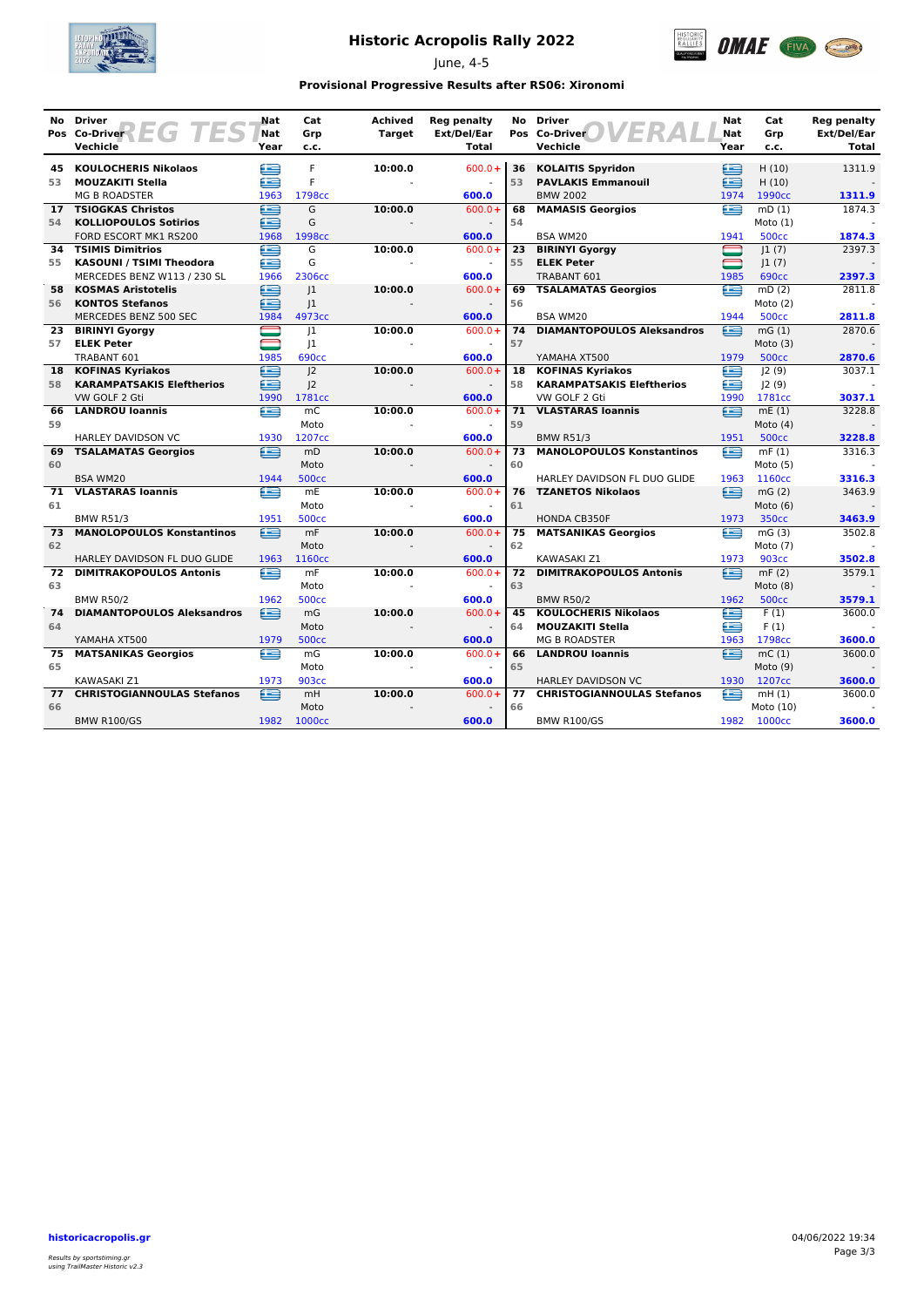# Historic Acropolis Rally 2022

June, 4-5

### Provisional Progressive Results after RS06: Xironomi

**REG TEST**

| No<br>Pos | Driver<br>Co-Driver<br>Vechicle | Nat<br>Nat<br>Year | Cat<br>Grp<br>c.c. | Achived<br>Target | Reg penalty<br>Ext/Del/Ear<br>Total |
|---|---|---|---|---|---|
| 45<br>53 | **KOULOCHERIS Nikolaos**<br>**MOUZAKITI Stella**<br>MG B ROADSTER | <br><br>1963 | F<br>F<br>1798cc | 10:00.0<br>- | 600.0+<br>-<br>600.0 |
| 17<br>54 | **TSIOGKAS Christos**<br>**KOLLIOPOULOS Sotirios**<br>FORD ESCORT MK1 RS200 | <br><br>1968 | G<br>G<br>1998cc | 10:00.0<br>- | 600.0+<br>-<br>600.0 |
| 34<br>55 | **TSIMIS Dimitrios**<br>**KASOUNI / TSIMI Theodora**<br>MERCEDES BENZ W113 / 230 SL | <br><br>1966 | G<br>G<br>2306cc | 10:00.0<br>- | 600.0+<br>-<br>600.0 |
| 58<br>56 | **KOSMAS Aristotelis**<br>**KONTOS Stefanos**<br>MERCEDES BENZ 500 SEC | <br><br>1984 | J1<br>J1<br>4973cc | 10:00.0<br>- | 600.0+<br>-<br>600.0 |
| 23<br>57 | **BIRINYI Gyorgy**<br>**ELEK Peter**<br>TRABANT 601 | <br><br>1985 | J1<br>J1<br>690cc | 10:00.0<br>- | 600.0+<br>-<br>600.0 |
| 18<br>58 | **KOFINAS Kyriakos**<br>**KARAMPATSAKIS Eleftherios**<br>VW GOLF 2 Gti | <br><br>1990 | J2<br>J2<br>1781cc | 10:00.0<br>- | 600.0+<br>-<br>600.0 |
| 66<br>59 | **LANDROU Ioannis**<br><br>HARLEY DAVIDSON VC | <br><br>1930 | mC<br>Moto<br>1207cc | 10:00.0<br>- | 600.0+<br>-<br>600.0 |
| 69<br>60 | **TSALAMATAS Georgios**<br><br>BSA WM20 | <br><br>1944 | mD<br>Moto<br>500cc | 10:00.0<br>- | 600.0+<br>-<br>600.0 |
| 71<br>61 | **VLASTARAS Ioannis**<br><br>BMW R51/3 | <br><br>1951 | mE<br>Moto<br>500cc | 10:00.0<br>- | 600.0+<br>-<br>600.0 |
| 73<br>62 | **MANOLOPOULOS Konstantinos**<br><br>HARLEY DAVIDSON FL DUO GLIDE | <br><br>1963 | mF<br>Moto<br>1160cc | 10:00.0<br>- | 600.0+<br>-<br>600.0 |
| 72<br>63 | **DIMITRAKOPOULOS Antonis**<br><br>BMW R50/2 | <br><br>1962 | mF<br>Moto<br>500cc | 10:00.0<br>- | 600.0+<br>-<br>600.0 |
| 74<br>64 | **DIAMANTOPOULOS Aleksandros**<br><br>YAMAHA XT500 | <br><br>1979 | mG<br>Moto<br>500cc | 10:00.0<br>- | 600.0+<br>-<br>600.0 |
| 75<br>65 | **MATSANIKAS Georgios**<br><br>KAWASAKI Z1 | <br><br>1973 | mG<br>Moto<br>903cc | 10:00.0<br>- | 600.0+<br>-<br>600.0 |
| 77<br>66 | **CHRISTOGIANNOULAS Stefanos**<br><br>BMW R100/GS | <br><br>1982 | mH<br>Moto<br>1000cc | 10:00.0<br>- | 600.0+<br>-<br>600.0 |

**OVERALL**

| No<br>Pos | Driver<br>Co-Driver<br>Vechicle | Nat<br>Nat<br>Year | Cat<br>Grp<br>c.c. | Reg penalty<br>Ext/Del/Ear<br>Total |
|---|---|---|---|---|
| 36<br>53 | **KOLAITIS Spyridon**<br>**PAVLAKIS Emmanouil**<br>BMW 2002 | <br><br>1974 | H (10)<br>H (10)<br>1990cc | 1311.9<br>-<br>**1311.9** |
| 68<br>54 | **MAMASIS Georgios**<br><br>BSA WM20 | <br><br>1941 | mD (1)<br>Moto (1)<br>500cc | 1874.3<br>-<br>**1874.3** |
| 23<br>55 | **BIRINYI Gyorgy**<br>**ELEK Peter**<br>TRABANT 601 | <br><br>1985 | J1 (7)<br>J1 (7)<br>690cc | 2397.3<br>-<br>**2397.3** |
| 69<br>56 | **TSALAMATAS Georgios**<br><br>BSA WM20 | <br><br>1944 | mD (2)<br>Moto (2)<br>500cc | 2811.8<br>-<br>**2811.8** |
| 74<br>57 | **DIAMANTOPOULOS Aleksandros**<br><br>YAMAHA XT500 | <br><br>1979 | mG (1)<br>Moto (3)<br>500cc | 2870.6<br>-<br>**2870.6** |
| 18<br>58 | **KOFINAS Kyriakos**<br>**KARAMPATSAKIS Eleftherios**<br>VW GOLF 2 Gti | <br><br>1990 | J2 (9)<br>J2 (9)<br>1781cc | 3037.1<br>-<br>**3037.1** |
| 71<br>59 | **VLASTARAS Ioannis**<br><br>BMW R51/3 | <br><br>1951 | mE (1)<br>Moto (4)<br>500cc | 3228.8<br>-<br>**3228.8** |
| 73<br>60 | **MANOLOPOULOS Konstantinos**<br><br>HARLEY DAVIDSON FL DUO GLIDE | <br><br>1963 | mF (1)<br>Moto (5)<br>1160cc | 3316.3<br>-<br>**3316.3** |
| 76<br>61 | **TZANETOS Nikolaos**<br><br>HONDA CB350F | <br><br>1973 | mG (2)<br>Moto (6)<br>350cc | 3463.9<br>-<br>**3463.9** |
| 75<br>62 | **MATSANIKAS Georgios**<br><br>KAWASAKI Z1 | <br><br>1973 | mG (3)<br>Moto (7)<br>903cc | 3502.8<br>-<br>**3502.8** |
| 72<br>63 | **DIMITRAKOPOULOS Antonis**<br><br>BMW R50/2 | <br><br>1962 | mF (2)<br>Moto (8)<br>500cc | 3579.1<br>-<br>**3579.1** |
| 45<br>64 | **KOULOCHERIS Nikolaos**<br>**MOUZAKITI Stella**<br>MG B ROADSTER | <br><br>1963 | F (1)<br>F (1)<br>1798cc | 3600.0<br>-<br>**3600.0** |
| 66<br>65 | **LANDROU Ioannis**<br><br>HARLEY DAVIDSON VC | <br><br>1930 | mC (1)<br>Moto (9)<br>1207cc | 3600.0<br>-<br>**3600.0** |
| 77<br>66 | **CHRISTOGIANNOULAS Stefanos**<br><br>BMW R100/GS | <br><br>1982 | mH (1)<br>Moto (10)<br>1000cc | 3600.0<br>-<br>**3600.0** |

**historicacropolis.gr**

*Results by sportstiming.gr*
*using TrailMaster Historic v2.3*

04/06/2022 19:34